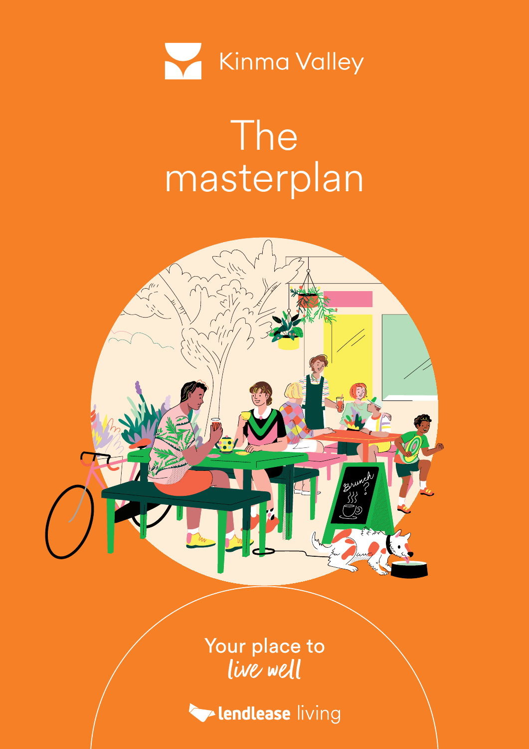Kinma Valley

# The masterplan

Your place to *live well*

lendlease living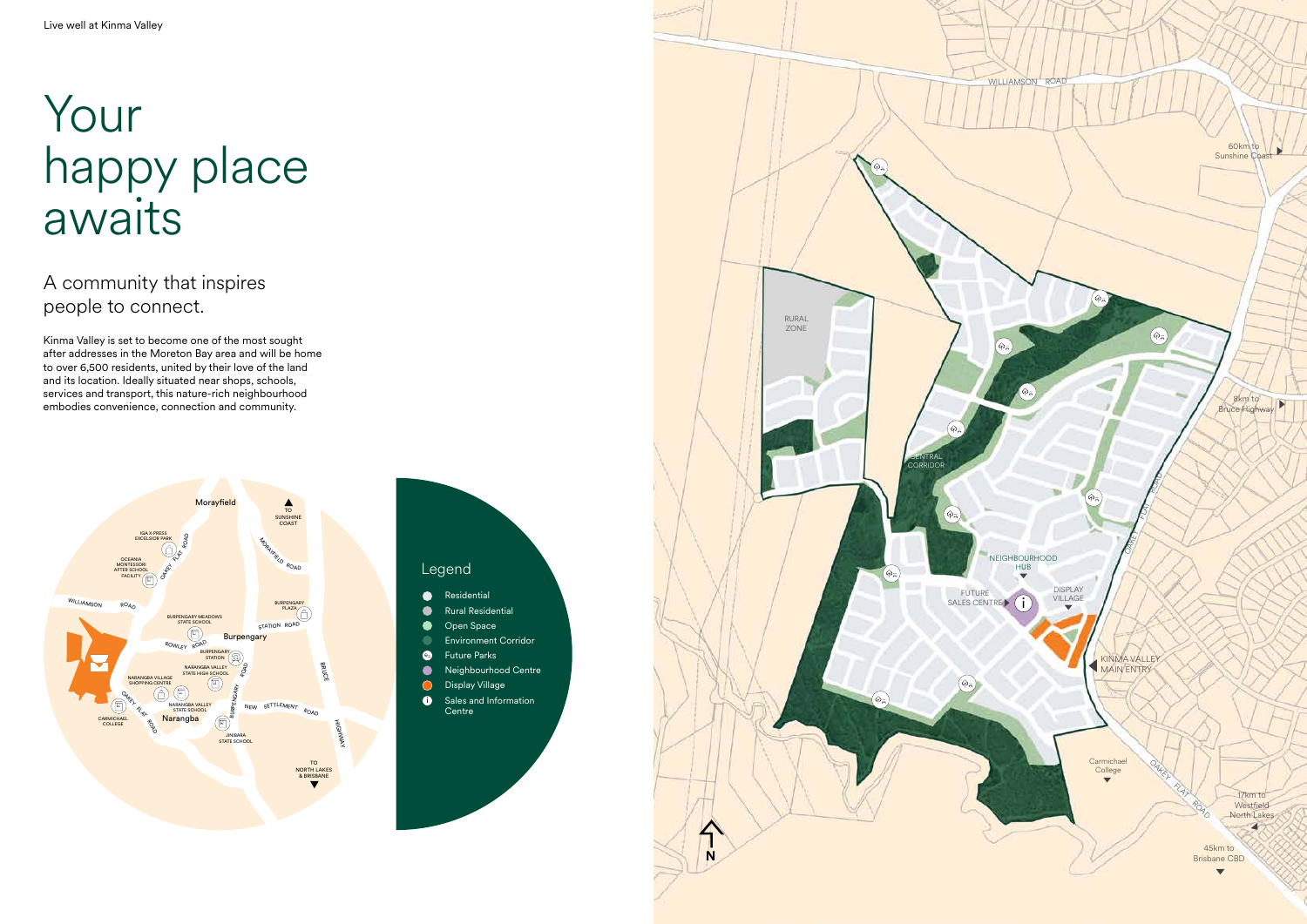# Your happy place awaits

## A community that inspires people to connect.

Kinma Valley is set to become one of the most sought after addresses in the Moreton Bay area and will be home to over 6,500 residents, united by their love of the land and its location. Ideally situated near shops, schools, services and transport, this nature-rich neighbourhood embodies convenience, connection and community.

### Legend

- Residential
- Rural Residential
- Open Space
- Environment Corridor
- Future Parks
- Neighbourhood Centre
- Display Village
- Sales and Information Centre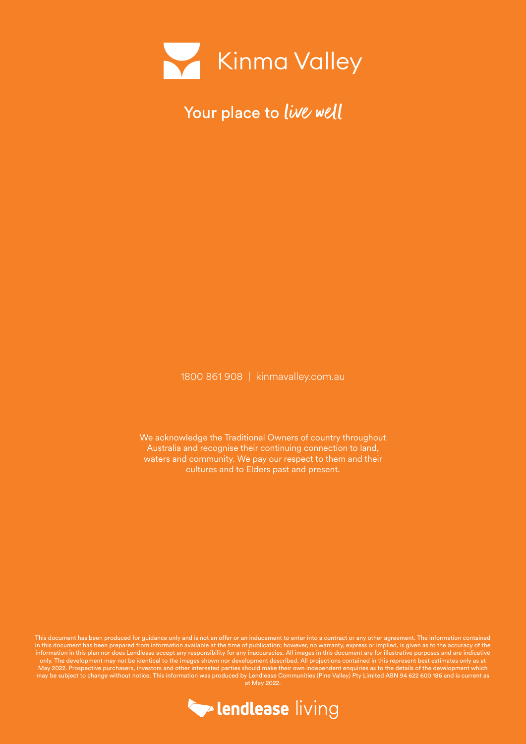# Kinma Valley

Your place to *live well*

1800 861 908 | kinmavalley.com.au

We acknowledge the Traditional Owners of country throughout Australia and recognise their continuing connection to land, waters and community. We pay our respect to them and their cultures and to Elders past and present.

This document has been produced for guidance only and is not an offer or an inducement to enter into a contract or any other agreement. The information contained in this document has been prepared from information available at the time of publication; however, no warranty, express or implied, is given as to the accuracy of the information in this plan nor does Lendlease accept any responsibility for any inaccuracies. All images in this document are for illustrative purposes and are indicative only. The development may not be identical to the images shown nor development described. All projections contained in this represent best estimates only as at May 2022. Prospective purchasers, investors and other interested parties should make their own independent enquiries as to the details of the development which may be subject to change without notice. This information was produced by Lendlease Communities (Pine Valley) Pty Limited ABN 94 622 600 186 and is current as at May 2022.

lendlease living